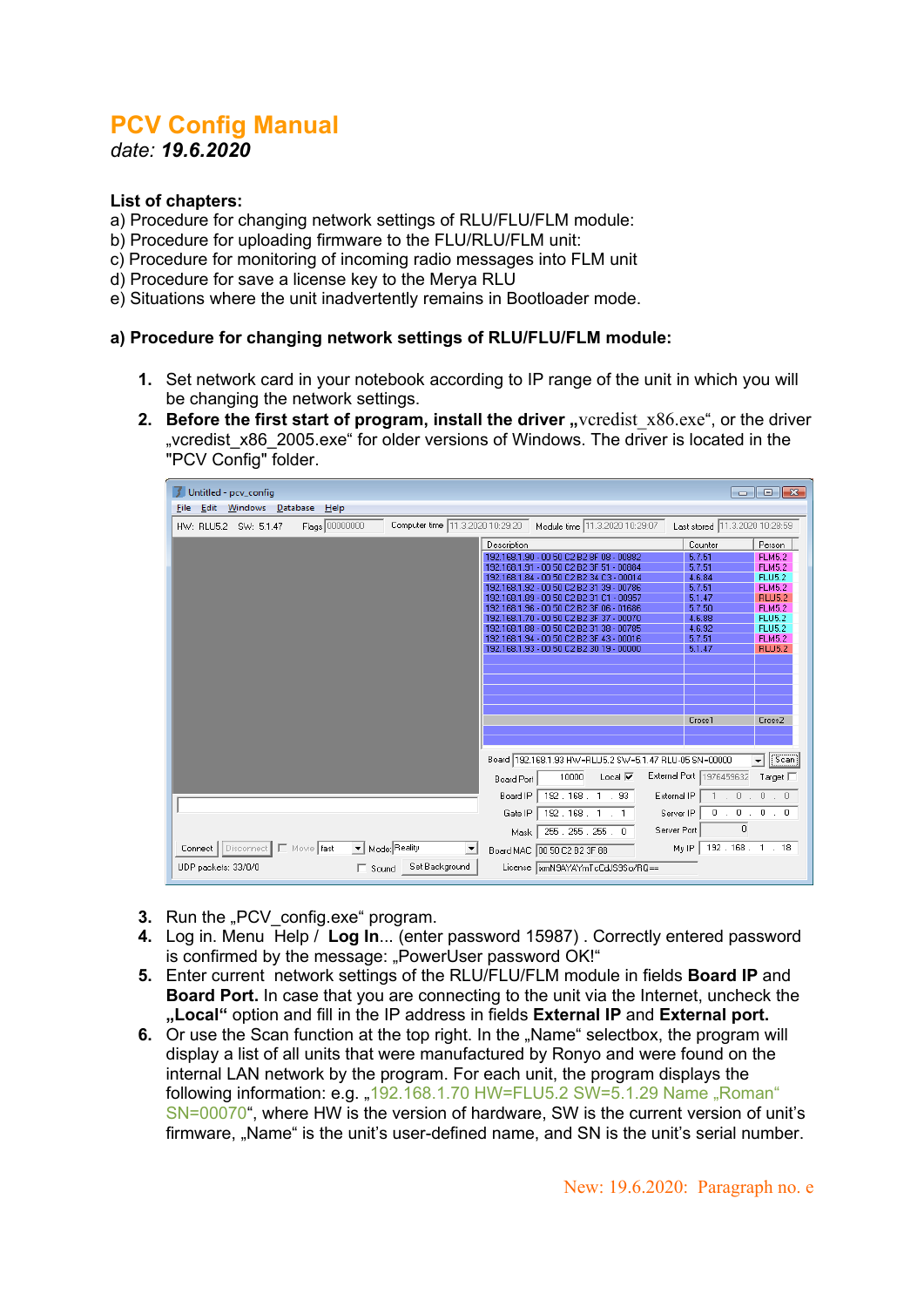# PCV Config Manual

*date: **19.6.2020***

**List of chapters:**

a) Procedure for changing network settings of RLU/FLU/FLM module:
b) Procedure for uploading firmware to the FLU/RLU/FLM unit:
c) Procedure for monitoring of incoming radio messages into FLM unit
d) Procedure for save a license key to the Merya RLU
e) Situations where the unit inadvertently remains in Bootloader mode.

## a) Procedure for changing network settings of RLU/FLU/FLM module:

1. Set network card in your notebook according to IP range of the unit in which you will be changing the network settings.
2. **Before the first start of program, install the driver „**vcredist_x86.exe“, or the driver „vcredist_x86_2005.exe“ for older versions of Windows. The driver is located in the "PCV Config" folder.
3. Run the „PCV_config.exe“ program.
4. Log in. Menu Help / **Log In**... (enter password 15987) . Correctly entered password is confirmed by the message: „PowerUser password OK!“
5. Enter current network settings of the RLU/FLU/FLM module in fields **Board IP** and **Board Port.** In case that you are connecting to the unit via the Internet, uncheck the **„Local“** option and fill in the IP address in fields **External IP** and **External port.**
6. Or use the Scan function at the top right. In the „Name“ selectbox, the program will display a list of all units that were manufactured by Ronyo and were found on the internal LAN network by the program. For each unit, the program displays the following information: e.g. „192.168.1.70 HW=FLU5.2 SW=5.1.29 Name „Roman“ SN=00070“, where HW is the version of hardware, SW is the current version of unit’s firmware, „Name“ is the unit’s user-defined name, and SN is the unit’s serial number.

New: 19.6.2020: Paragraph no. e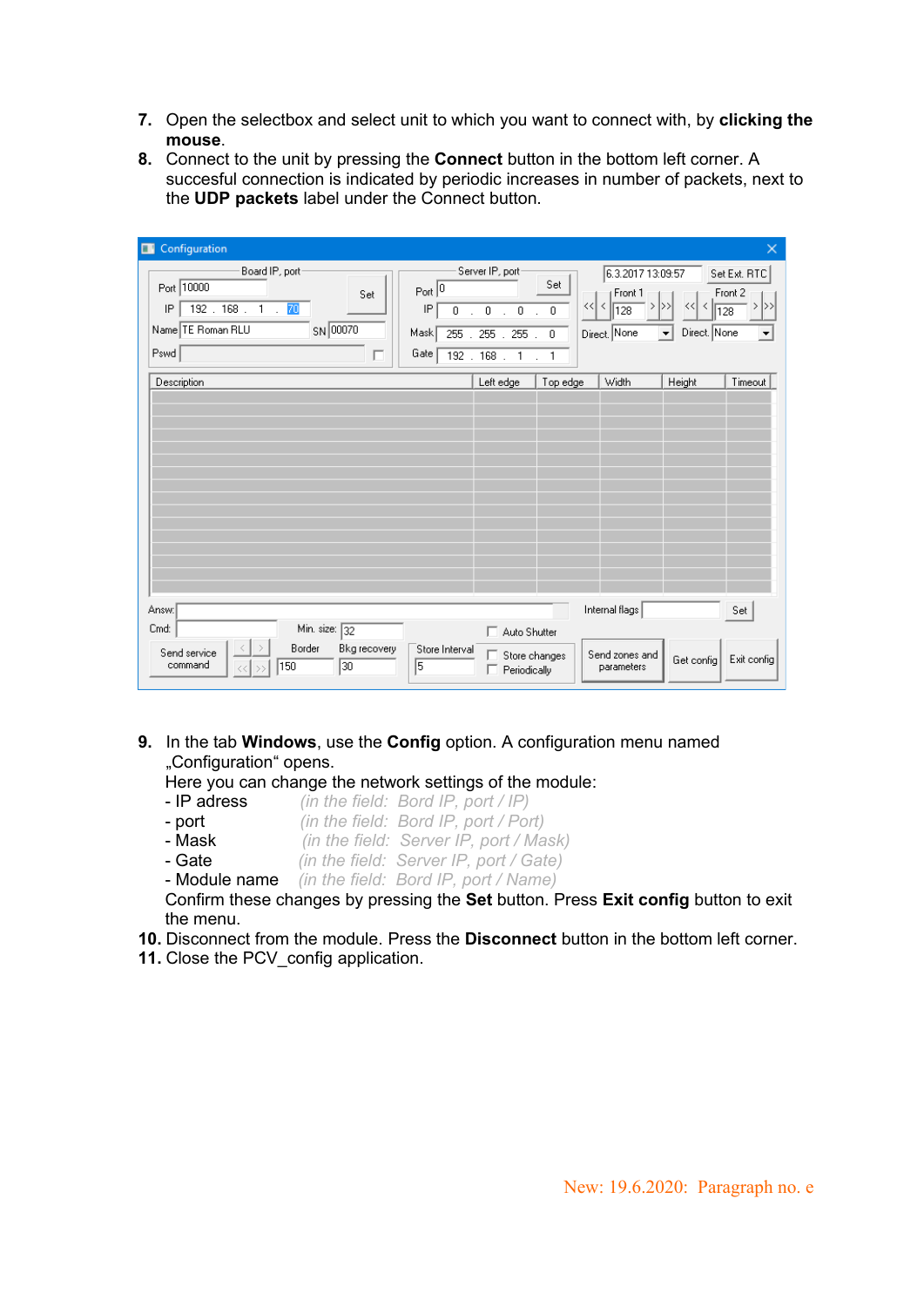7. Open the selectbox and select unit to which you want to connect with, by **clicking the mouse**.
8. Connect to the unit by pressing the **Connect** button in the bottom left corner. A succesful connection is indicated by periodic increases in number of packets, next to the **UDP packets** label under the Connect button.

9. In the tab **Windows**, use the **Config** option. A configuration menu named „Configuration“ opens.
   Here you can change the network settings of the module:
   - IP adress *(in the field: Bord IP, port / IP)*
   - port *(in the field: Bord IP, port / Port)*
   - Mask *(in the field: Server IP, port / Mask)*
   - Gate *(in the field: Server IP, port / Gate)*
   - Module name *(in the field: Bord IP, port / Name)*

   Confirm these changes by pressing the **Set** button. Press **Exit config** button to exit the menu.
10. Disconnect from the module. Press the **Disconnect** button in the bottom left corner.
11. Close the PCV_config application.

New: 19.6.2020: Paragraph no. e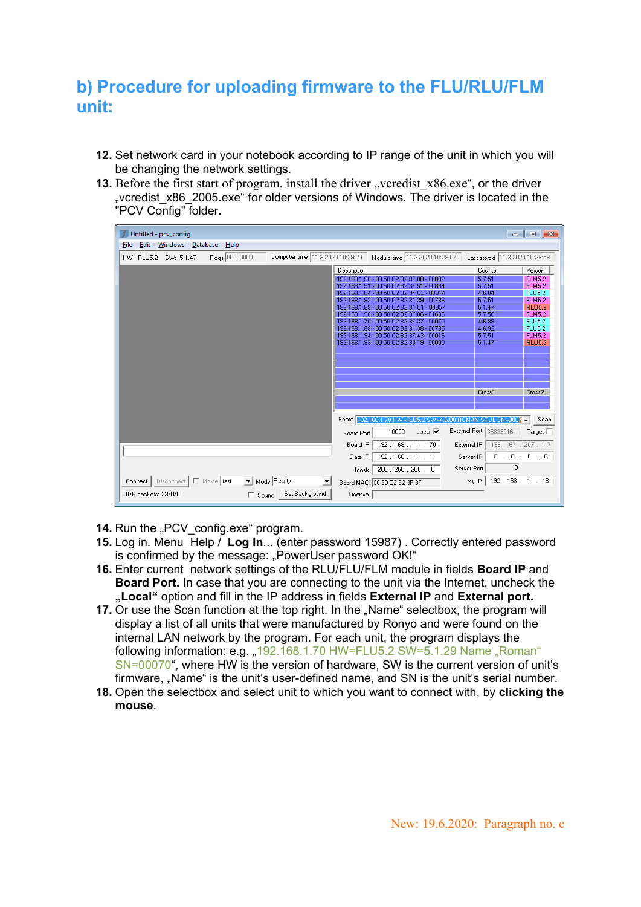## b) Procedure for uploading firmware to the FLU/RLU/FLM unit:

12. Set network card in your notebook according to IP range of the unit in which you will be changing the network settings.
13. Before the first start of program, install the driver „vcredist_x86.exe“, or the driver „vcredist_x86_2005.exe“ for older versions of Windows. The driver is located in the "PCV Config" folder.

14. Run the „PCV_config.exe“ program.
15. Log in. Menu  Help /  **Log In**... (enter password 15987) . Correctly entered password is confirmed by the message: „PowerUser password OK!“
16. Enter current  network settings of the RLU/FLU/FLM module in fields **Board IP** and **Board Port.** In case that you are connecting to the unit via the Internet, uncheck the **„Local“** option and fill in the IP address in fields **External IP** and **External port.**
17. Or use the Scan function at the top right. In the „Name“ selectbox, the program will display a list of all units that were manufactured by Ronyo and were found on the internal LAN network by the program. For each unit, the program displays the following information: e.g. „192.168.1.70 HW=FLU5.2 SW=5.1.29 Name „Roman“ SN=00070“, where HW is the version of hardware, SW is the current version of unit's firmware, „Name“ is the unit's user-defined name, and SN is the unit's serial number.
18. Open the selectbox and select unit to which you want to connect with, by **clicking the mouse**.

New: 19.6.2020: Paragraph no. e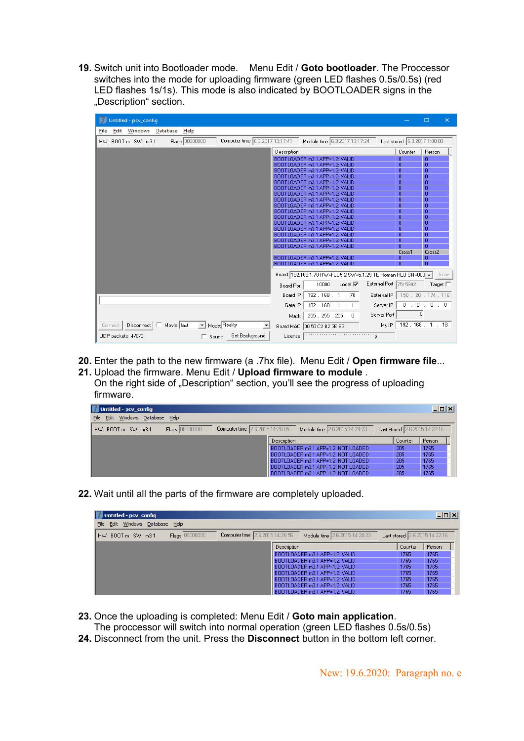19. Switch unit into Bootloader mode. Menu Edit / **Goto bootloader**. The Proccessor switches into the mode for uploading firmware (green LED flashes 0.5s/0.5s) (red LED flashes 1s/1s). This mode is also indicated by BOOTLOADER signs in the „Description" section.

20. Enter the path to the new firmware (a .7hx file). Menu Edit / **Open firmware file**...

21. Upload the firmware. Menu Edit / **Upload firmware to module** .
On the right side of „Description" section, you'll see the progress of uploading firmware.

22. Wait until all the parts of the firmware are completely uploaded.

23. Once the uploading is completed: Menu Edit / **Goto main application**.
The proccessor will switch into normal operation (green LED flashes 0.5s/0.5s)

24. Disconnect from the unit. Press the **Disconnect** button in the bottom left corner.

New: 19.6.2020: Paragraph no. e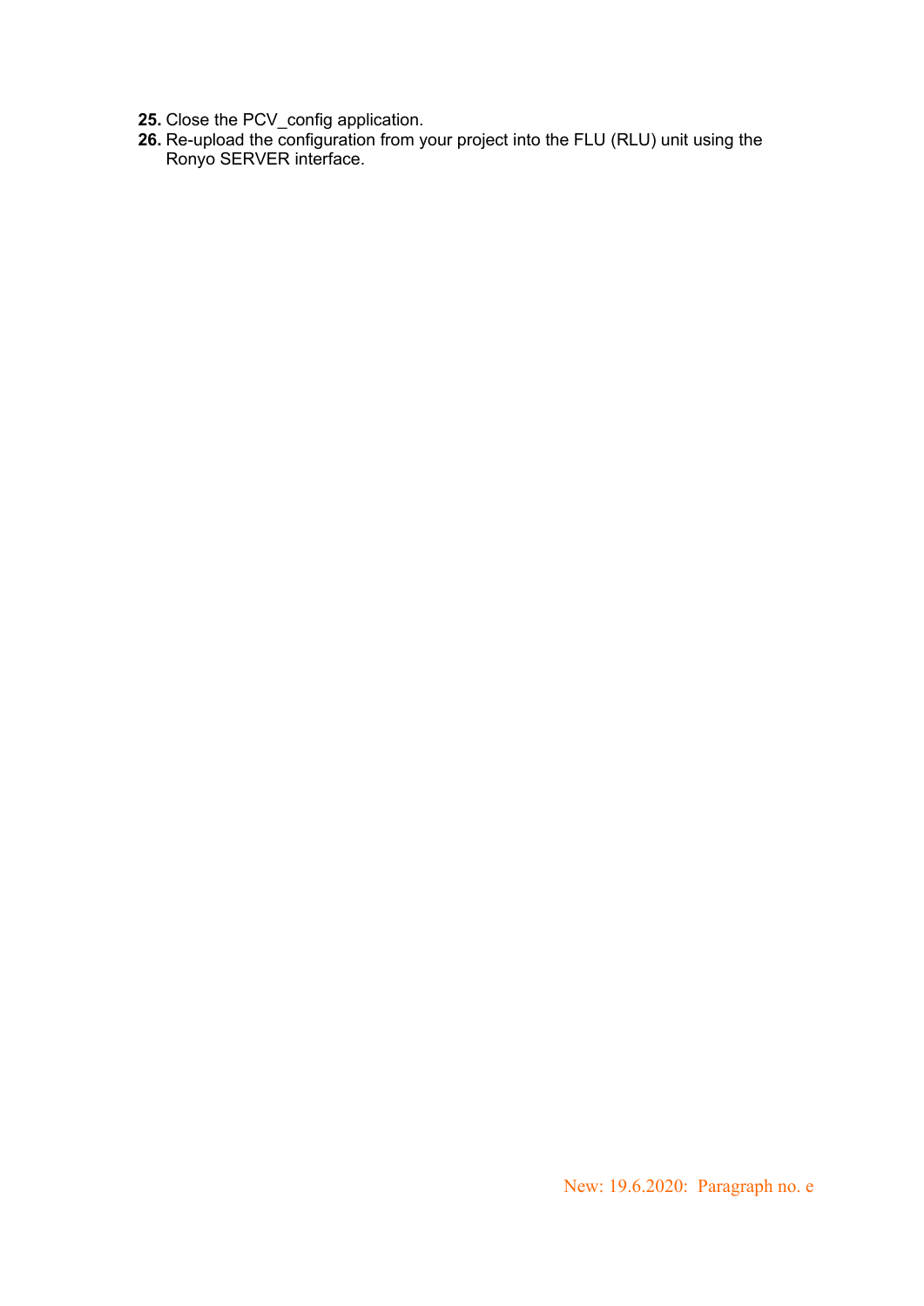25. Close the PCV_config application.
26. Re-upload the configuration from your project into the FLU (RLU) unit using the Ronyo SERVER interface.

New: 19.6.2020: Paragraph no. e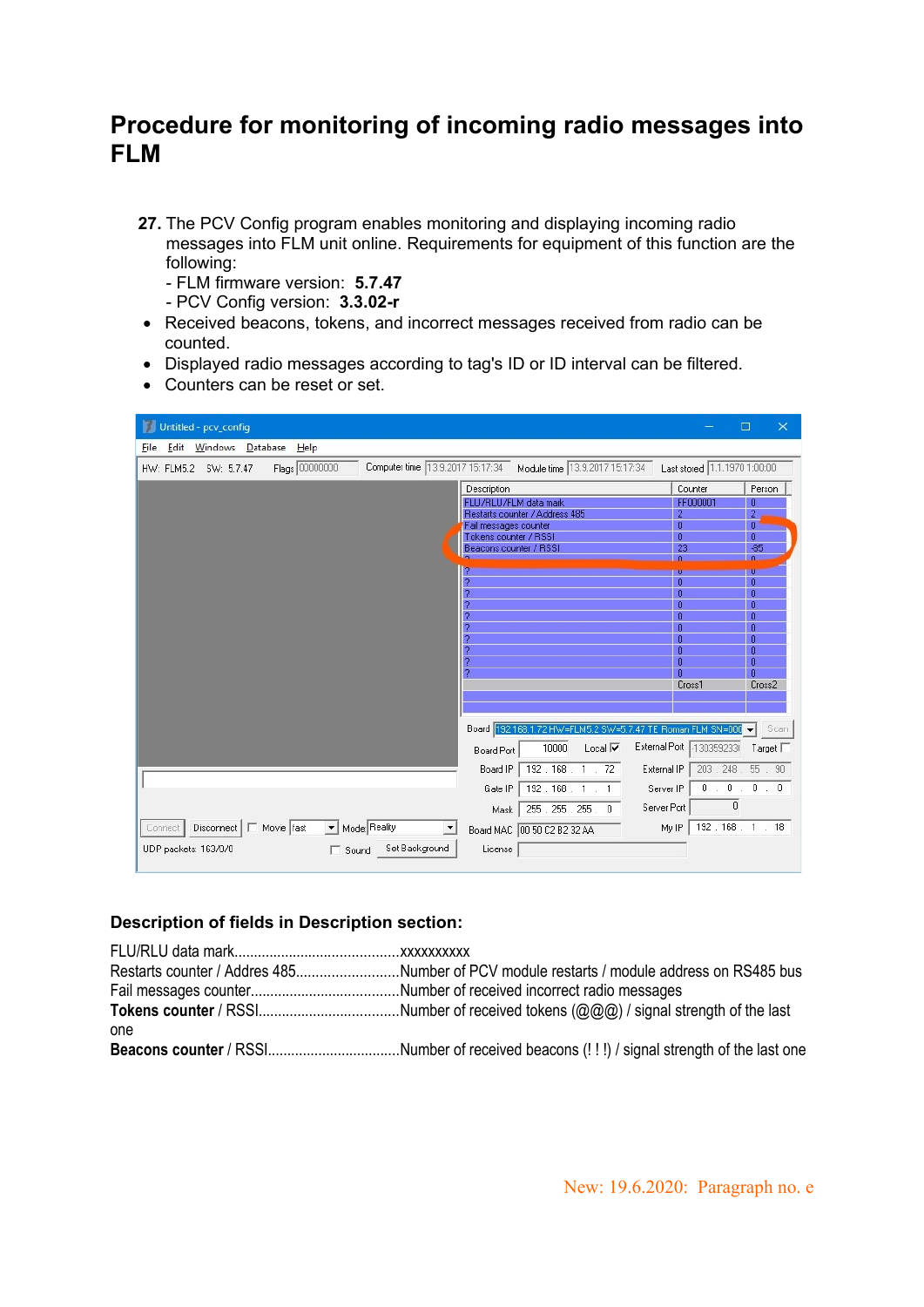# Procedure for monitoring of incoming radio messages into FLM

**27.** The PCV Config program enables monitoring and displaying incoming radio messages into FLM unit online. Requirements for equipment of this function are the following:
- FLM firmware version: **5.7.47**
- PCV Config version: **3.3.02-r**

- Received beacons, tokens, and incorrect messages received from radio can be counted.
- Displayed radio messages according to tag's ID or ID interval can be filtered.
- Counters can be reset or set.

### Description of fields in Description section:

FLU/RLU data mark.........................................xxxxxxxxxx
Restarts counter / Addres 485..........................Number of PCV module restarts / module address on RS485 bus
Fail messages counter......................................Number of received incorrect radio messages
**Tokens counter** / RSSI....................................Number of received tokens (@@@) / signal strength of the last one
**Beacons counter** / RSSI..................................Number of received beacons (! ! !) / signal strength of the last one

New: 19.6.2020: Paragraph no. e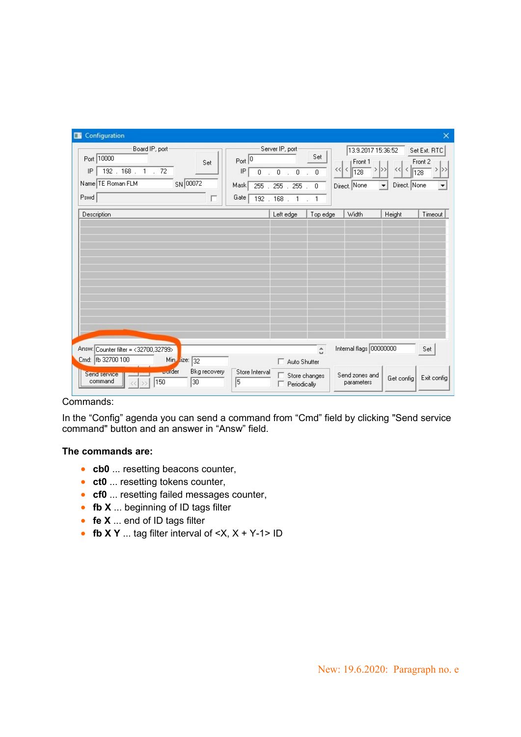Commands:

In the “Config” agenda you can send a command from “Cmd” field by clicking "Send service command" button and an answer in “Answ” field.

**The commands are:**

- **cb0** ... resetting beacons counter,
- **ct0** ... resetting tokens counter,
- **cf0** ... resetting failed messages counter,
- **fb X** ... beginning of ID tags filter
- **fe X** ... end of ID tags filter
- **fb X Y** ... tag filter interval of <X, X + Y-1> ID

New: 19.6.2020: Paragraph no. e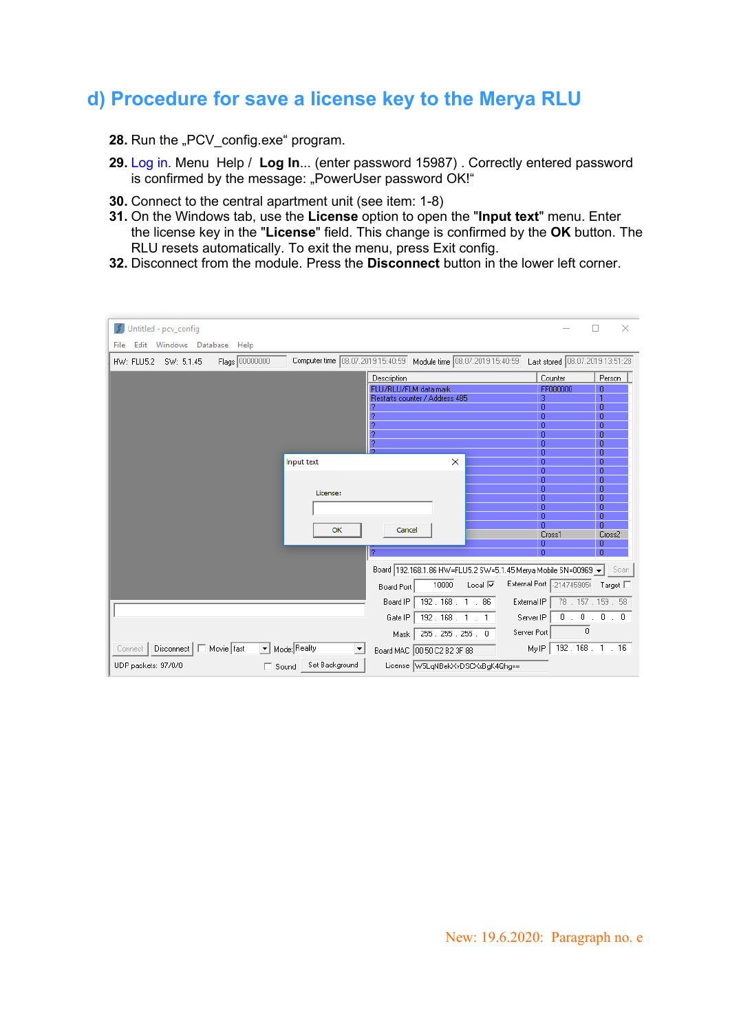## d) Procedure for save a license key to the Merya RLU

28. Run the „PCV_config.exe“ program.
29. Log in. Menu Help / **Log In**... (enter password 15987) . Correctly entered password is confirmed by the message: „PowerUser password OK!“
30. Connect to the central apartment unit (see item: 1-8)
31. On the Windows tab, use the **License** option to open the **"Input text"** menu. Enter the license key in the **"License"** field. This change is confirmed by the **OK** button. The RLU resets automatically. To exit the menu, press Exit config.
32. Disconnect from the module. Press the **Disconnect** button in the lower left corner.

New: 19.6.2020: Paragraph no. e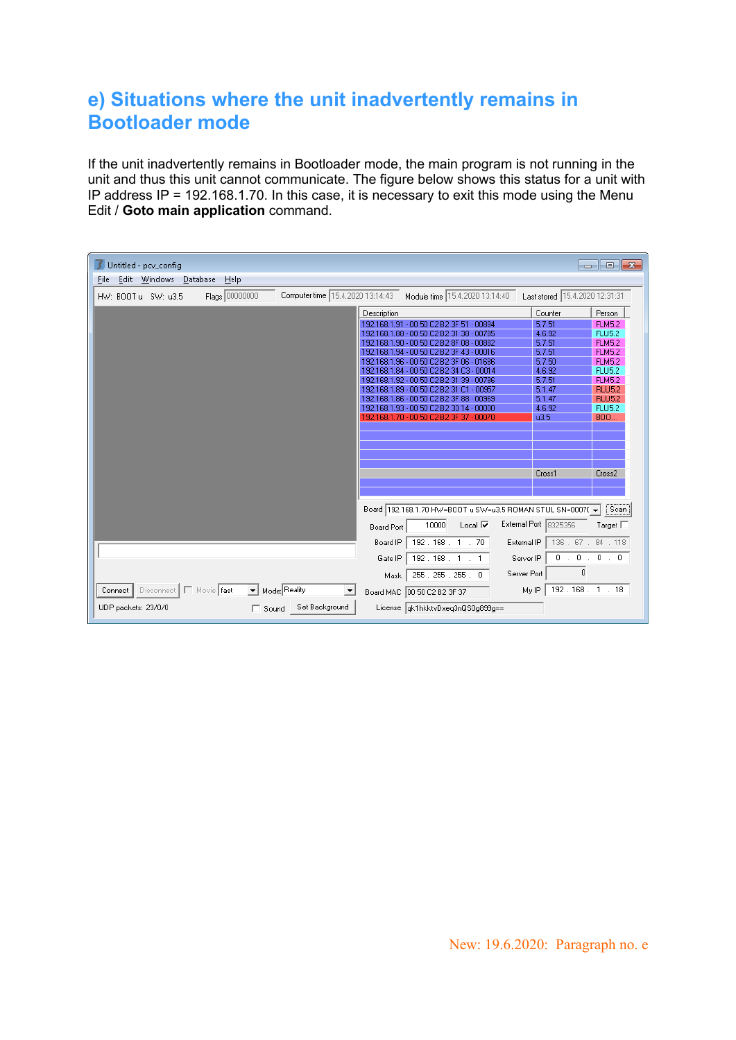# e) Situations where the unit inadvertently remains in Bootloader mode

If the unit inadvertently remains in Bootloader mode, the main program is not running in the unit and thus this unit cannot communicate. The figure below shows this status for a unit with IP address IP = 192.168.1.70. In this case, it is necessary to exit this mode using the Menu Edit / **Goto main application** command.

New: 19.6.2020: Paragraph no. e